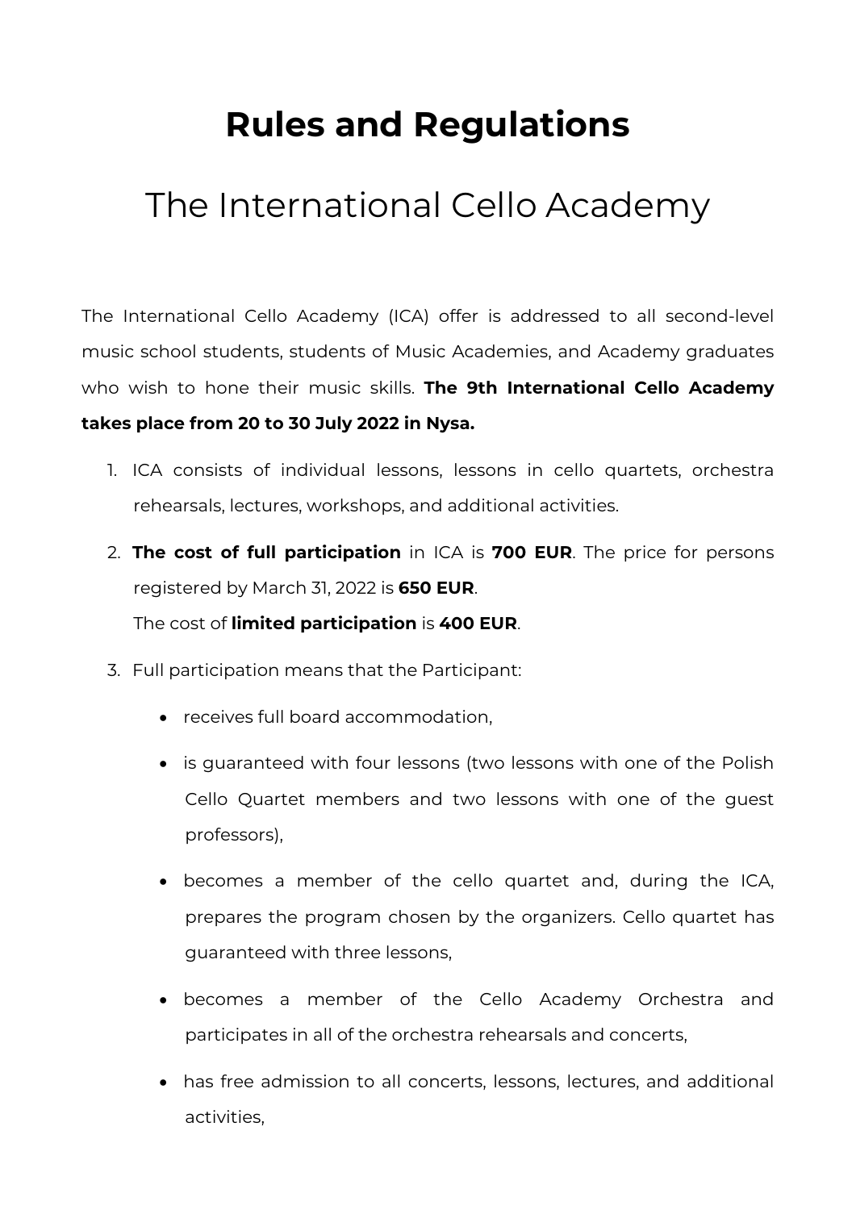# Rules and Regulations

## The International Cello Academy

The International Cello Academy (ICA) offer is addressed to all second-level music school students, students of Music Academies, and Academy graduates who wish to hone their music skills. **The 9th International Cello Academy takes place from 20 to 30 July 2022 in Nysa.**

1. ICA consists of individual lessons, lessons in cello quartets, orchestra rehearsals, lectures, workshops, and additional activities.
2. **The cost of full participation** in ICA is **700 EUR**. The price for persons registered by March 31, 2022 is **650 EUR**.
   The cost of **limited participation** is **400 EUR**.
3. Full participation means that the Participant:
   - receives full board accommodation,
   - is guaranteed with four lessons (two lessons with one of the Polish Cello Quartet members and two lessons with one of the guest professors),
   - becomes a member of the cello quartet and, during the ICA, prepares the program chosen by the organizers. Cello quartet has guaranteed with three lessons,
   - becomes a member of the Cello Academy Orchestra and participates in all of the orchestra rehearsals and concerts,
   - has free admission to all concerts, lessons, lectures, and additional activities,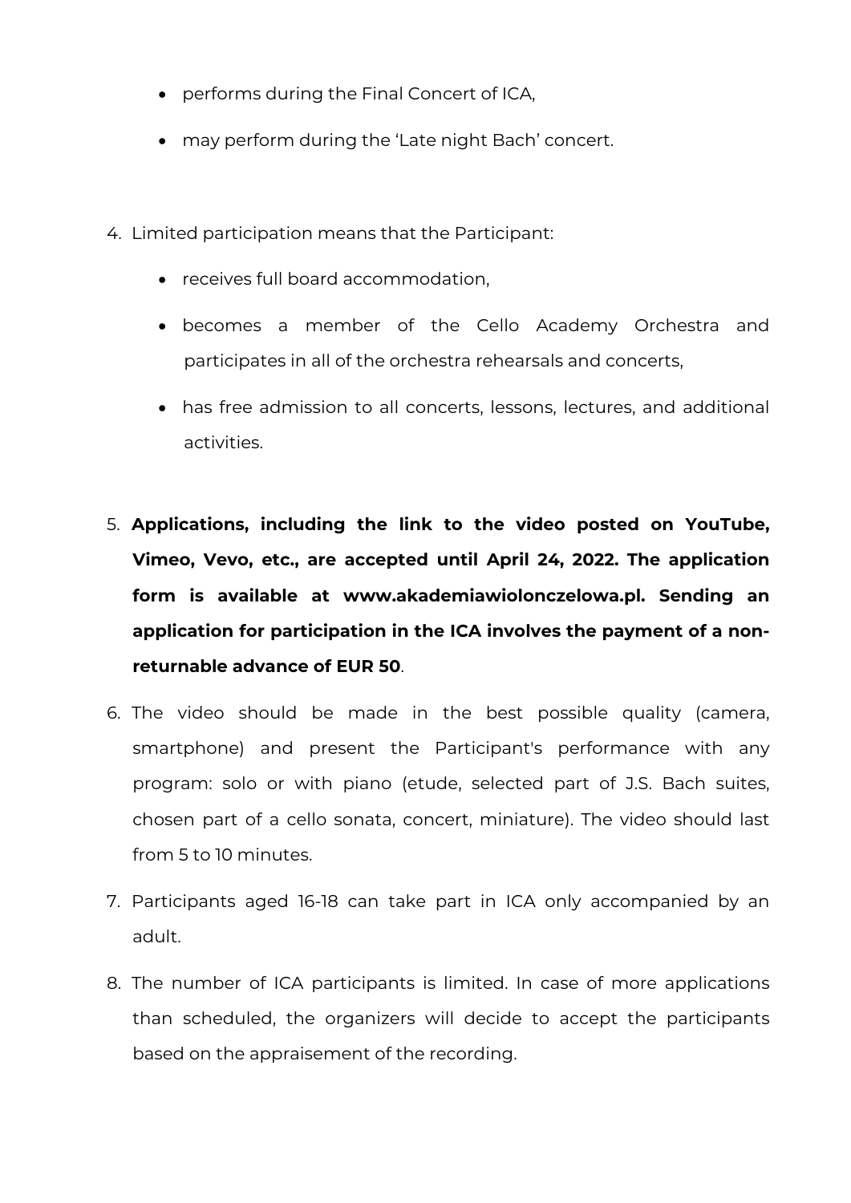- performs during the Final Concert of ICA,
- may perform during the 'Late night Bach' concert.

4. Limited participation means that the Participant:
   - receives full board accommodation,
   - becomes a member of the Cello Academy Orchestra and participates in all of the orchestra rehearsals and concerts,
   - has free admission to all concerts, lessons, lectures, and additional activities.

5. **Applications, including the link to the video posted on YouTube, Vimeo, Vevo, etc., are accepted until April 24, 2022. The application form is available at www.akademiawiolonczelowa.pl. Sending an application for participation in the ICA involves the payment of a non-returnable advance of EUR 50**.
6. The video should be made in the best possible quality (camera, smartphone) and present the Participant's performance with any program: solo or with piano (etude, selected part of J.S. Bach suites, chosen part of a cello sonata, concert, miniature). The video should last from 5 to 10 minutes.
7. Participants aged 16-18 can take part in ICA only accompanied by an adult.
8. The number of ICA participants is limited. In case of more applications than scheduled, the organizers will decide to accept the participants based on the appraisement of the recording.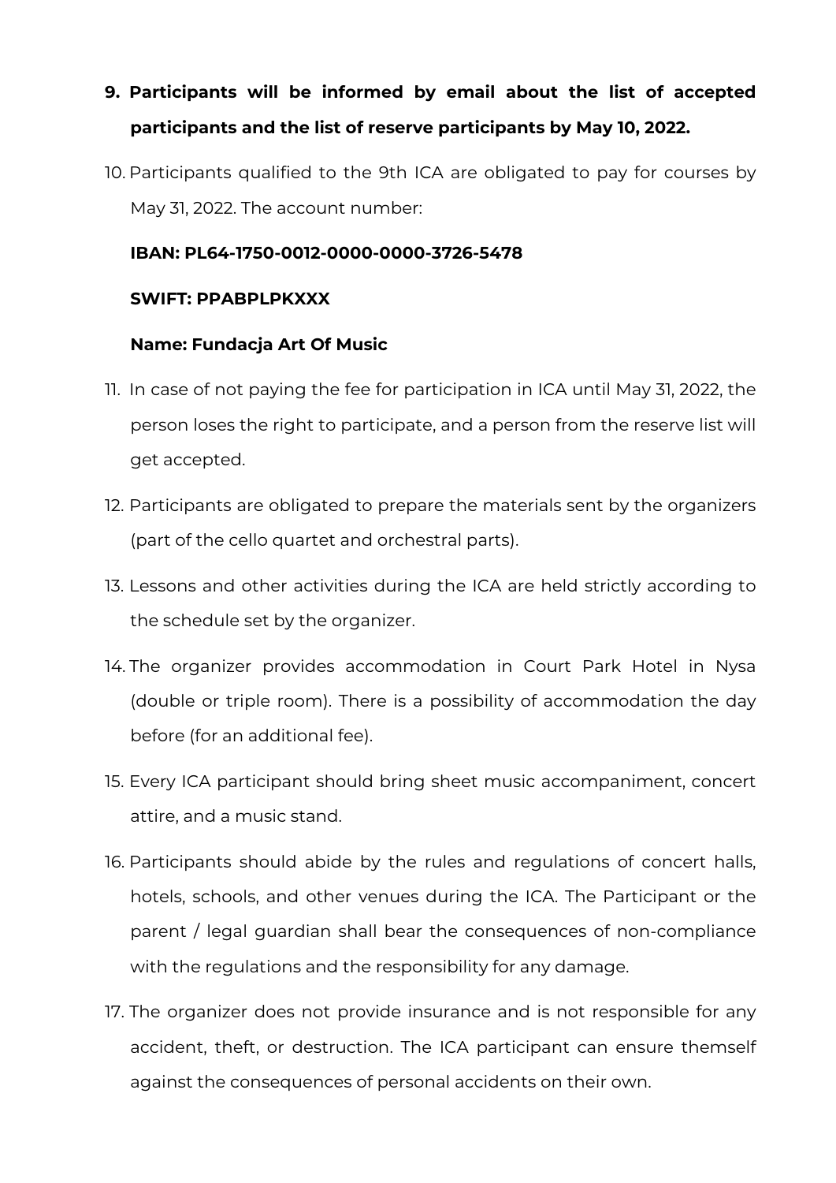9. **Participants will be informed by email about the list of accepted participants and the list of reserve participants by May 10, 2022.**
10. Participants qualified to the 9th ICA are obligated to pay for courses by May 31, 2022. The account number:

    **IBAN: PL64-1750-0012-0000-0000-3726-5478**

    **SWIFT: PPABPLPKXXX**

    **Name: Fundacja Art Of Music**
11. In case of not paying the fee for participation in ICA until May 31, 2022, the person loses the right to participate, and a person from the reserve list will get accepted.
12. Participants are obligated to prepare the materials sent by the organizers (part of the cello quartet and orchestral parts).
13. Lessons and other activities during the ICA are held strictly according to the schedule set by the organizer.
14. The organizer provides accommodation in Court Park Hotel in Nysa (double or triple room). There is a possibility of accommodation the day before (for an additional fee).
15. Every ICA participant should bring sheet music accompaniment, concert attire, and a music stand.
16. Participants should abide by the rules and regulations of concert halls, hotels, schools, and other venues during the ICA. The Participant or the parent / legal guardian shall bear the consequences of non-compliance with the regulations and the responsibility for any damage.
17. The organizer does not provide insurance and is not responsible for any accident, theft, or destruction. The ICA participant can ensure themself against the consequences of personal accidents on their own.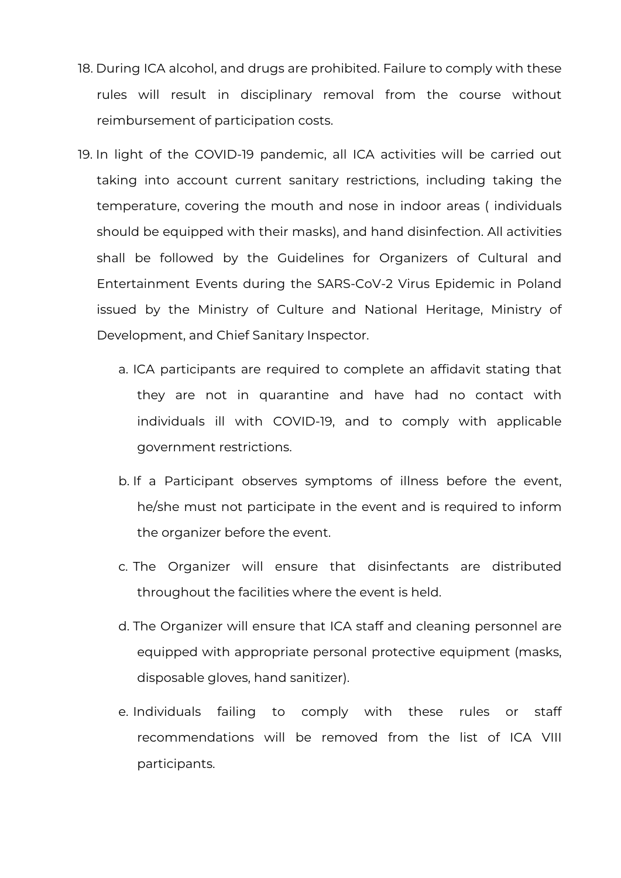18. During ICA alcohol, and drugs are prohibited. Failure to comply with these rules will result in disciplinary removal from the course without reimbursement of participation costs.

19. In light of the COVID-19 pandemic, all ICA activities will be carried out taking into account current sanitary restrictions, including taking the temperature, covering the mouth and nose in indoor areas ( individuals should be equipped with their masks), and hand disinfection. All activities shall be followed by the Guidelines for Organizers of Cultural and Entertainment Events during the SARS-CoV-2 Virus Epidemic in Poland issued by the Ministry of Culture and National Heritage, Ministry of Development, and Chief Sanitary Inspector.

    a. ICA participants are required to complete an affidavit stating that they are not in quarantine and have had no contact with individuals ill with COVID-19, and to comply with applicable government restrictions.

    b. If a Participant observes symptoms of illness before the event, he/she must not participate in the event and is required to inform the organizer before the event.

    c. The Organizer will ensure that disinfectants are distributed throughout the facilities where the event is held.

    d. The Organizer will ensure that ICA staff and cleaning personnel are equipped with appropriate personal protective equipment (masks, disposable gloves, hand sanitizer).

    e. Individuals failing to comply with these rules or staff recommendations will be removed from the list of ICA VIII participants.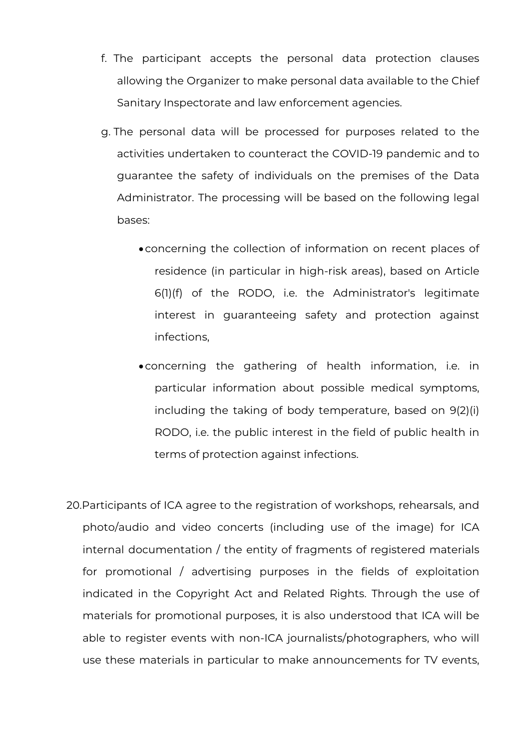f. The participant accepts the personal data protection clauses allowing the Organizer to make personal data available to the Chief Sanitary Inspectorate and law enforcement agencies.

g. The personal data will be processed for purposes related to the activities undertaken to counteract the COVID-19 pandemic and to guarantee the safety of individuals on the premises of the Data Administrator. The processing will be based on the following legal bases:

   - concerning the collection of information on recent places of residence (in particular in high-risk areas), based on Article 6(1)(f) of the RODO, i.e. the Administrator's legitimate interest in guaranteeing safety and protection against infections,
   - concerning the gathering of health information, i.e. in particular information about possible medical symptoms, including the taking of body temperature, based on 9(2)(i) RODO, i.e. the public interest in the field of public health in terms of protection against infections.

20. Participants of ICA agree to the registration of workshops, rehearsals, and photo/audio and video concerts (including use of the image) for ICA internal documentation / the entity of fragments of registered materials for promotional / advertising purposes in the fields of exploitation indicated in the Copyright Act and Related Rights. Through the use of materials for promotional purposes, it is also understood that ICA will be able to register events with non-ICA journalists/photographers, who will use these materials in particular to make announcements for TV events,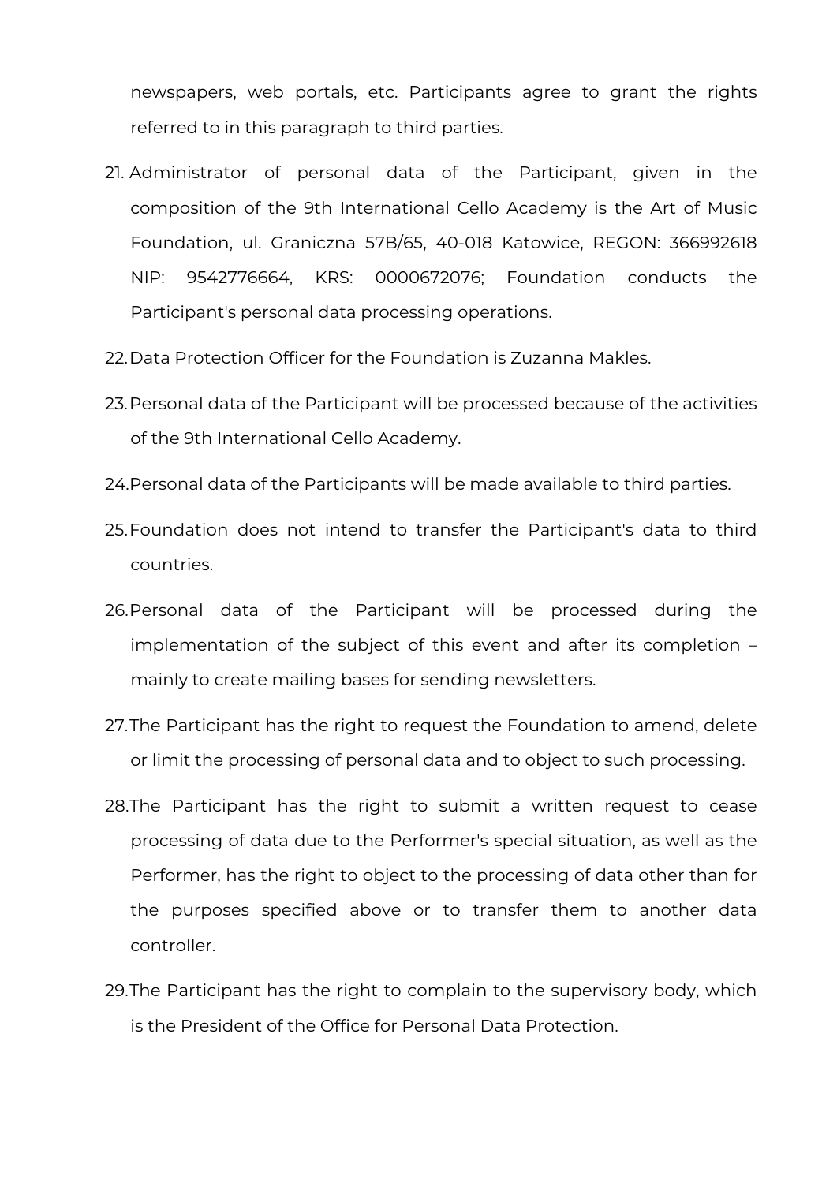newspapers, web portals, etc. Participants agree to grant the rights referred to in this paragraph to third parties.

21. Administrator of personal data of the Participant, given in the composition of the 9th International Cello Academy is the Art of Music Foundation, ul. Graniczna 57B/65, 40-018 Katowice, REGON: 366992618 NIP: 9542776664, KRS: 0000672076; Foundation conducts the Participant's personal data processing operations.
22. Data Protection Officer for the Foundation is Zuzanna Makles.
23. Personal data of the Participant will be processed because of the activities of the 9th International Cello Academy.
24. Personal data of the Participants will be made available to third parties.
25. Foundation does not intend to transfer the Participant's data to third countries.
26. Personal data of the Participant will be processed during the implementation of the subject of this event and after its completion – mainly to create mailing bases for sending newsletters.
27. The Participant has the right to request the Foundation to amend, delete or limit the processing of personal data and to object to such processing.
28. The Participant has the right to submit a written request to cease processing of data due to the Performer's special situation, as well as the Performer, has the right to object to the processing of data other than for the purposes specified above or to transfer them to another data controller.
29. The Participant has the right to complain to the supervisory body, which is the President of the Office for Personal Data Protection.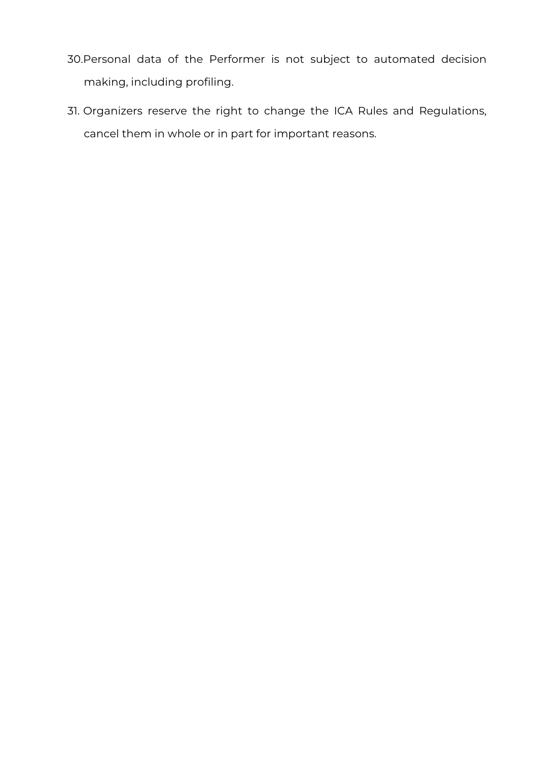30. Personal data of the Performer is not subject to automated decision making, including profiling.

31. Organizers reserve the right to change the ICA Rules and Regulations, cancel them in whole or in part for important reasons.